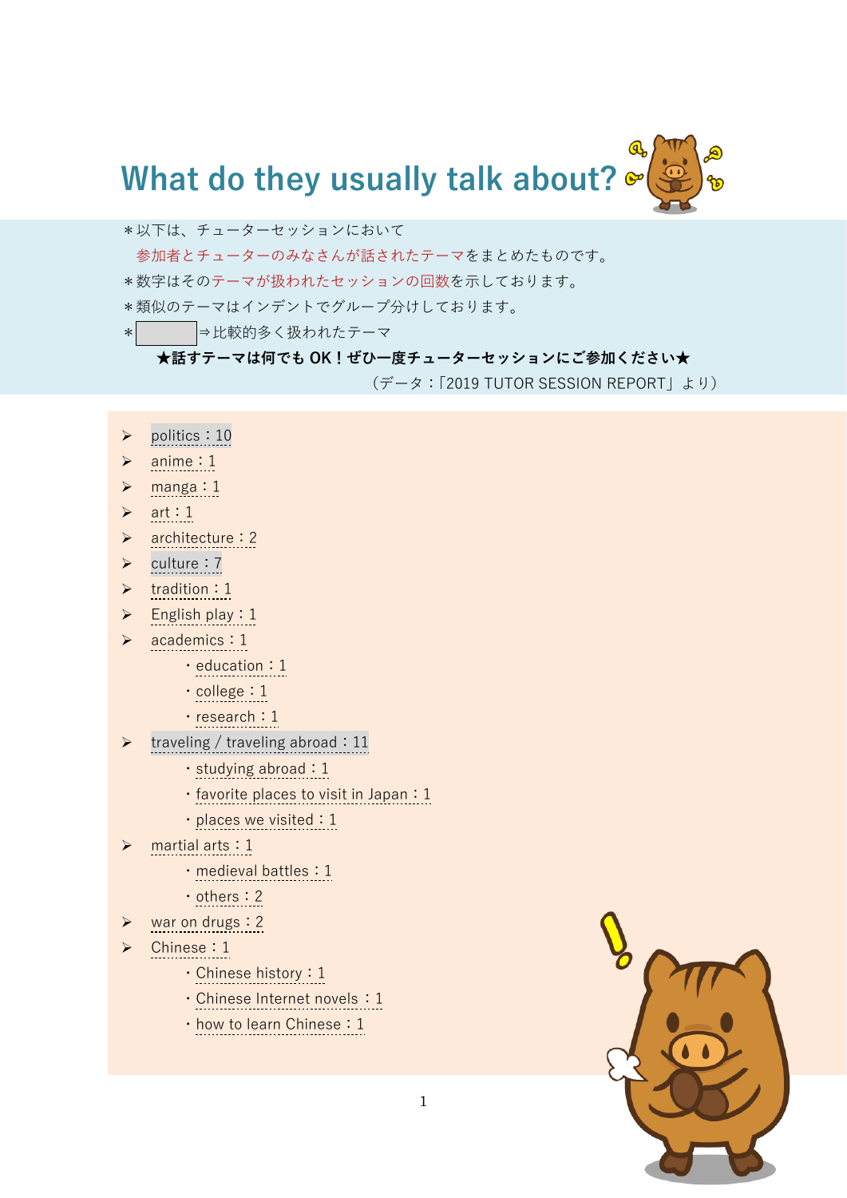# What do they usually talk about?

＊以下は、チューターセッションにおいて
　参加者とチューターのみなさんが話されたテーマをまとめたものです。
＊数字はそのテーマが扱われたセッションの回数を示しております。
＊類似のテーマはインデントでグループ分けしております。
＊　　　　⇒比較的多く扱われたテーマ

**★話すテーマは何でも OK！ぜひ一度チューターセッションにご参加ください★**

（データ：「2019 TUTOR SESSION REPORT」より）

- politics：10
- anime：1
- manga：1
- art：1
- architecture：2
- culture：7
- tradition：1
- English play：1
- academics：1
  - ・education：1
  - ・college：1
  - ・research：1
- traveling / traveling abroad：11
  - ・studying abroad：1
  - ・favorite places to visit in Japan：1
  - ・places we visited：1
- martial arts：1
  - ・medieval battles：1
  - ・others：2
- war on drugs：2
- Chinese：1
  - ・Chinese history：1
  - ・Chinese Internet novels：1
  - ・how to learn Chinese：1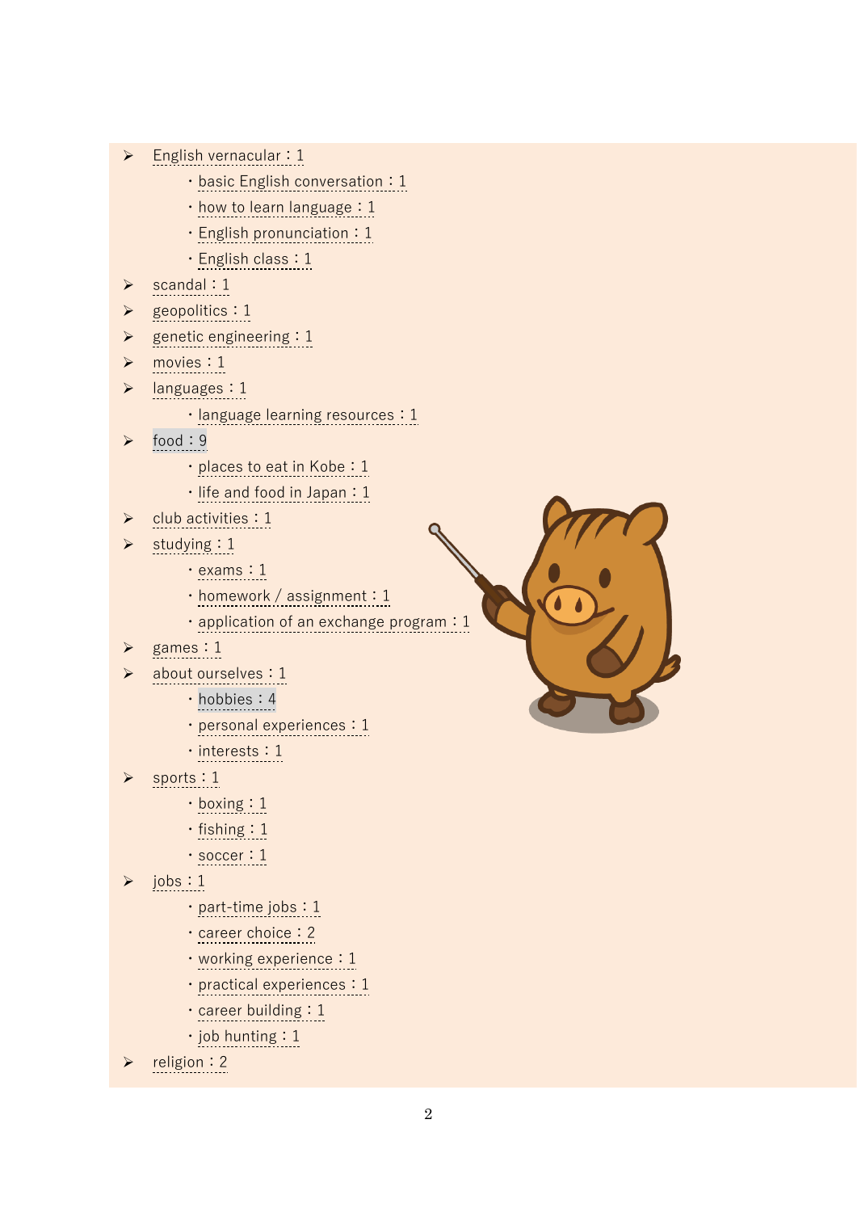- English vernacular：1
    - basic English conversation：1
    - how to learn language：1
    - English pronunciation：1
    - English class：1
- scandal：1
- geopolitics：1
- genetic engineering：1
- movies：1
- languages：1
    - language learning resources：1
- food：9
    - places to eat in Kobe：1
    - life and food in Japan：1
- club activities：1
- studying：1
    - exams：1
    - homework / assignment：1
    - application of an exchange program：1
- games：1
- about ourselves：1
    - hobbies：4
    - personal experiences：1
    - interests：1
- sports：1
    - boxing：1
    - fishing：1
    - soccer：1
- jobs：1
    - part-time jobs：1
    - career choice：2
    - working experience：1
    - practical experiences：1
    - career building：1
    - job hunting：1
- religion：2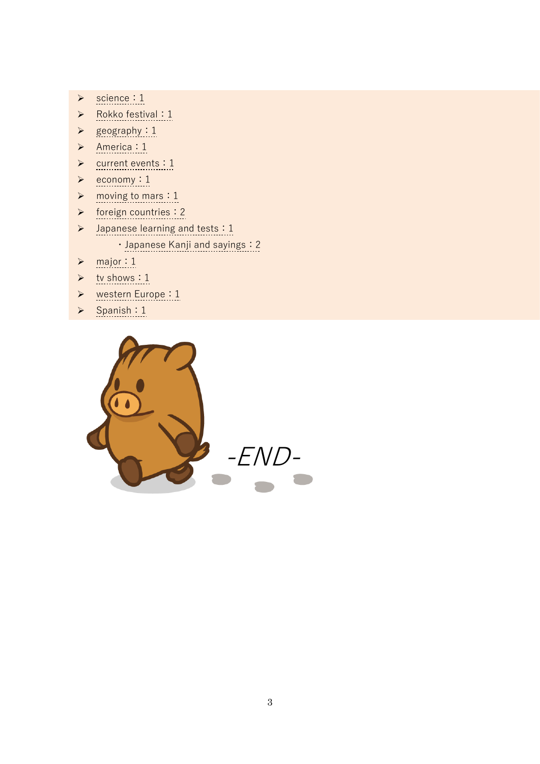- science：1
- Rokko festival：1
- geography：1
- America：1
- current events：1
- economy：1
- moving to mars：1
- foreign countries：2
- Japanese learning and tests：1
  - ・Japanese Kanji and sayings：2
- major：1
- tv shows：1
- western Europe：1
- Spanish：1

*-END-*